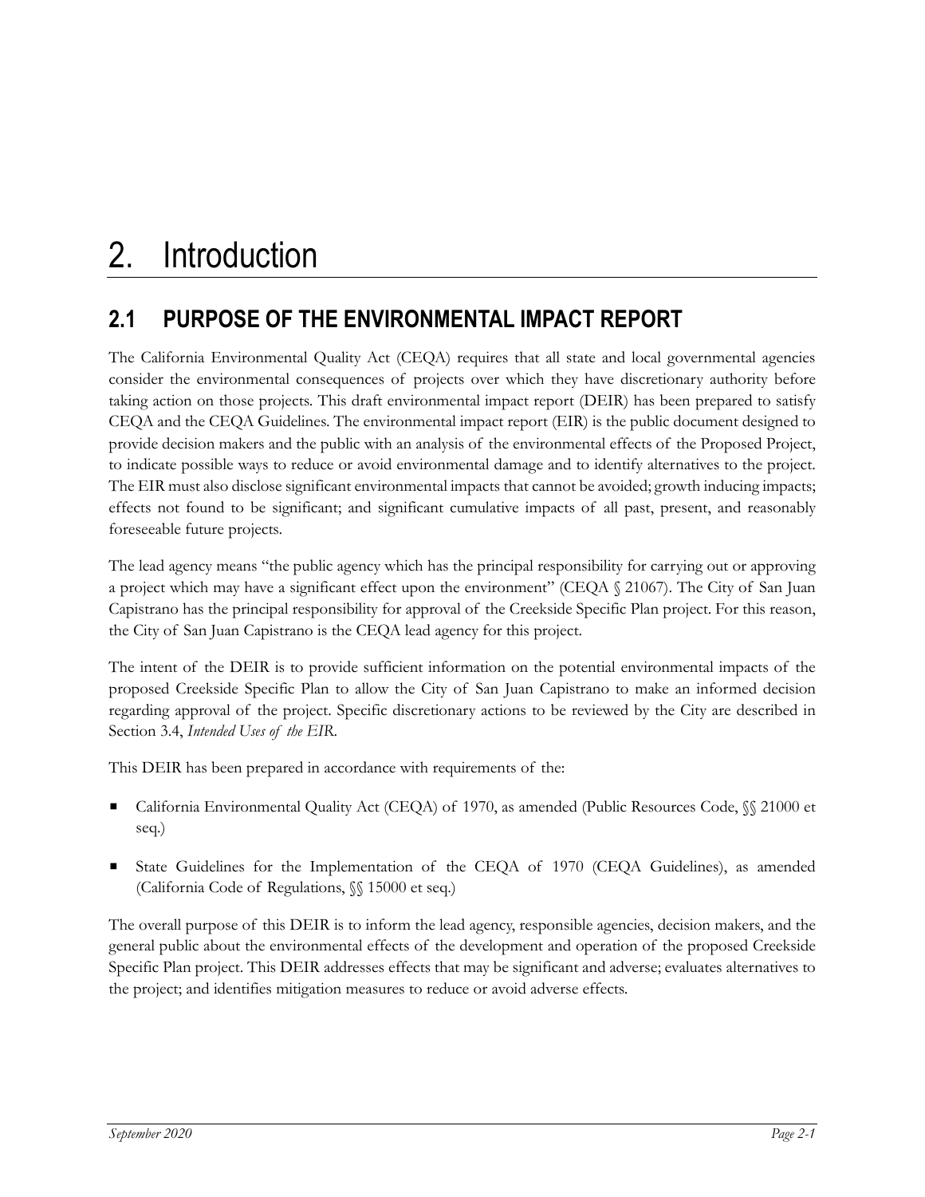# 2. Introduction

## 2.1 PURPOSE OF THE ENVIRONMENTAL IMPACT REPORT

The California Environmental Quality Act (CEQA) requires that all state and local governmental agencies consider the environmental consequences of projects over which they have discretionary authority before taking action on those projects. This draft environmental impact report (DEIR) has been prepared to satisfy CEQA and the CEQA Guidelines. The environmental impact report (EIR) is the public document designed to provide decision makers and the public with an analysis of the environmental effects of the Proposed Project, to indicate possible ways to reduce or avoid environmental damage and to identify alternatives to the project. The EIR must also disclose significant environmental impacts that cannot be avoided; growth inducing impacts; effects not found to be significant; and significant cumulative impacts of all past, present, and reasonably foreseeable future projects.

The lead agency means "the public agency which has the principal responsibility for carrying out or approving a project which may have a significant effect upon the environment" (CEQA § 21067). The City of San Juan Capistrano has the principal responsibility for approval of the Creekside Specific Plan project. For this reason, the City of San Juan Capistrano is the CEQA lead agency for this project.

The intent of the DEIR is to provide sufficient information on the potential environmental impacts of the proposed Creekside Specific Plan to allow the City of San Juan Capistrano to make an informed decision regarding approval of the project. Specific discretionary actions to be reviewed by the City are described in Section 3.4, *Intended Uses of the EIR*.

This DEIR has been prepared in accordance with requirements of the:

- California Environmental Quality Act (CEQA) of 1970, as amended (Public Resources Code, §§ 21000 et seq.)
- State Guidelines for the Implementation of the CEQA of 1970 (CEQA Guidelines), as amended (California Code of Regulations, §§ 15000 et seq.)

The overall purpose of this DEIR is to inform the lead agency, responsible agencies, decision makers, and the general public about the environmental effects of the development and operation of the proposed Creekside Specific Plan project. This DEIR addresses effects that may be significant and adverse; evaluates alternatives to the project; and identifies mitigation measures to reduce or avoid adverse effects.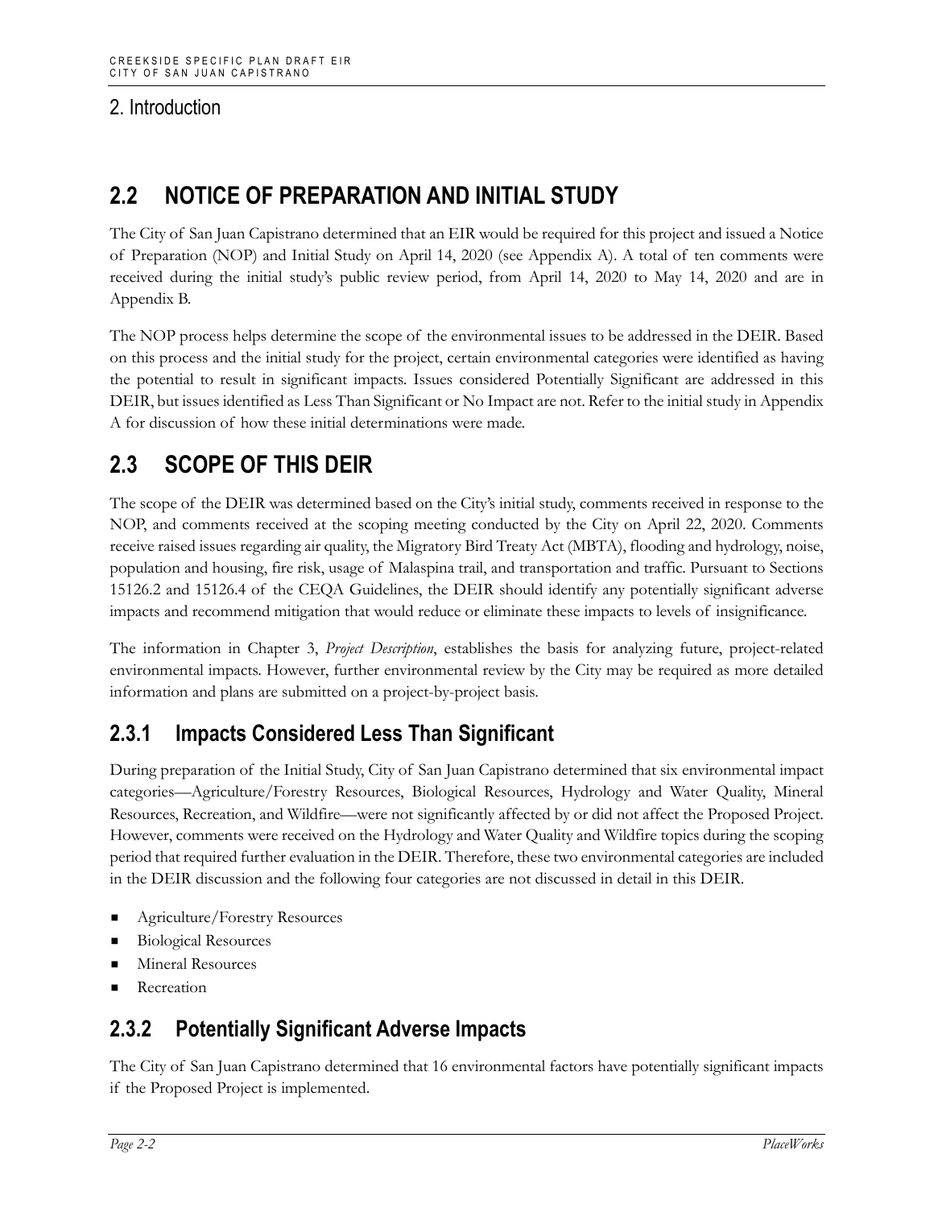## 2. Introduction

## 2.2 NOTICE OF PREPARATION AND INITIAL STUDY

The City of San Juan Capistrano determined that an EIR would be required for this project and issued a Notice of Preparation (NOP) and Initial Study on April 14, 2020 (see Appendix A). A total of ten comments were received during the initial study's public review period, from April 14, 2020 to May 14, 2020 and are in Appendix B.

The NOP process helps determine the scope of the environmental issues to be addressed in the DEIR. Based on this process and the initial study for the project, certain environmental categories were identified as having the potential to result in significant impacts. Issues considered Potentially Significant are addressed in this DEIR, but issues identified as Less Than Significant or No Impact are not. Refer to the initial study in Appendix A for discussion of how these initial determinations were made.

## 2.3 SCOPE OF THIS DEIR

The scope of the DEIR was determined based on the City's initial study, comments received in response to the NOP, and comments received at the scoping meeting conducted by the City on April 22, 2020. Comments receive raised issues regarding air quality, the Migratory Bird Treaty Act (MBTA), flooding and hydrology, noise, population and housing, fire risk, usage of Malaspina trail, and transportation and traffic. Pursuant to Sections 15126.2 and 15126.4 of the CEQA Guidelines, the DEIR should identify any potentially significant adverse impacts and recommend mitigation that would reduce or eliminate these impacts to levels of insignificance.

The information in Chapter 3, *Project Description*, establishes the basis for analyzing future, project-related environmental impacts. However, further environmental review by the City may be required as more detailed information and plans are submitted on a project-by-project basis.

### 2.3.1 Impacts Considered Less Than Significant

During preparation of the Initial Study, City of San Juan Capistrano determined that six environmental impact categories—Agriculture/Forestry Resources, Biological Resources, Hydrology and Water Quality, Mineral Resources, Recreation, and Wildfire—were not significantly affected by or did not affect the Proposed Project. However, comments were received on the Hydrology and Water Quality and Wildfire topics during the scoping period that required further evaluation in the DEIR. Therefore, these two environmental categories are included in the DEIR discussion and the following four categories are not discussed in detail in this DEIR.

- Agriculture/Forestry Resources
- Biological Resources
- Mineral Resources
- Recreation

### 2.3.2 Potentially Significant Adverse Impacts

The City of San Juan Capistrano determined that 16 environmental factors have potentially significant impacts if the Proposed Project is implemented.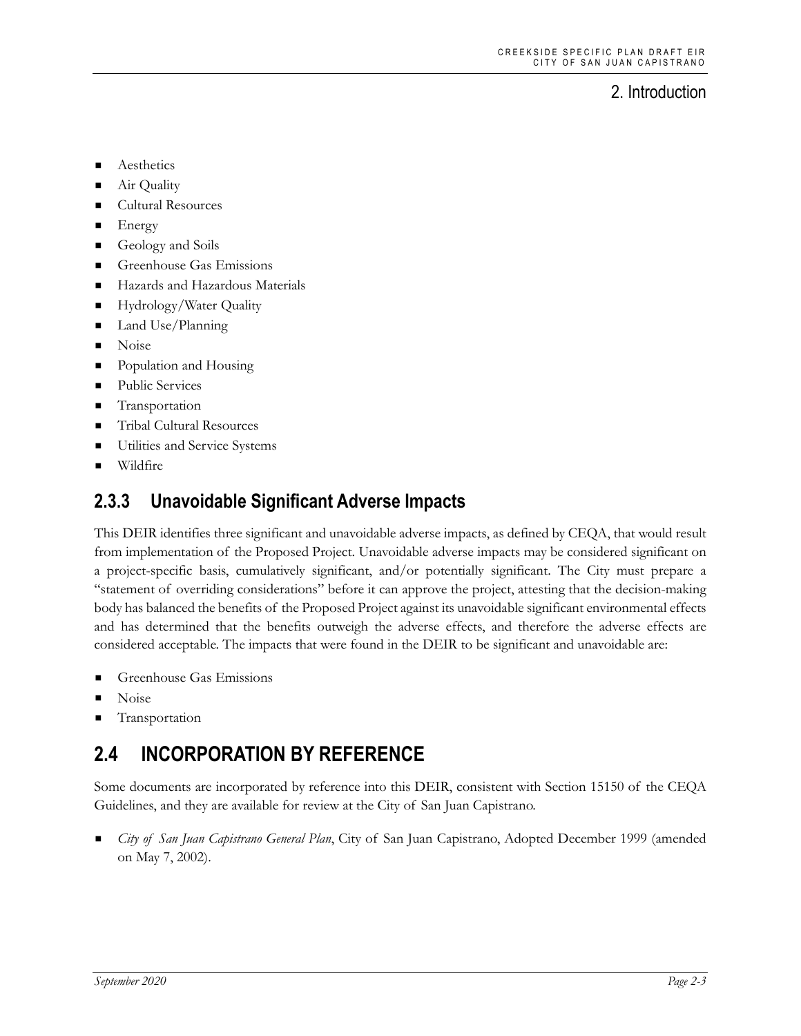- Aesthetics
- Air Quality
- Cultural Resources
- Energy
- Geology and Soils
- Greenhouse Gas Emissions
- Hazards and Hazardous Materials
- Hydrology/Water Quality
- Land Use/Planning
- Noise
- Population and Housing
- Public Services
- Transportation
- Tribal Cultural Resources
- Utilities and Service Systems
- Wildfire

### 2.3.3 Unavoidable Significant Adverse Impacts

This DEIR identifies three significant and unavoidable adverse impacts, as defined by CEQA, that would result from implementation of the Proposed Project. Unavoidable adverse impacts may be considered significant on a project-specific basis, cumulatively significant, and/or potentially significant. The City must prepare a "statement of overriding considerations" before it can approve the project, attesting that the decision-making body has balanced the benefits of the Proposed Project against its unavoidable significant environmental effects and has determined that the benefits outweigh the adverse effects, and therefore the adverse effects are considered acceptable. The impacts that were found in the DEIR to be significant and unavoidable are:

- Greenhouse Gas Emissions
- Noise
- Transportation

## 2.4 INCORPORATION BY REFERENCE

Some documents are incorporated by reference into this DEIR, consistent with Section 15150 of the CEQA Guidelines, and they are available for review at the City of San Juan Capistrano.

- *City of San Juan Capistrano General Plan*, City of San Juan Capistrano, Adopted December 1999 (amended on May 7, 2002).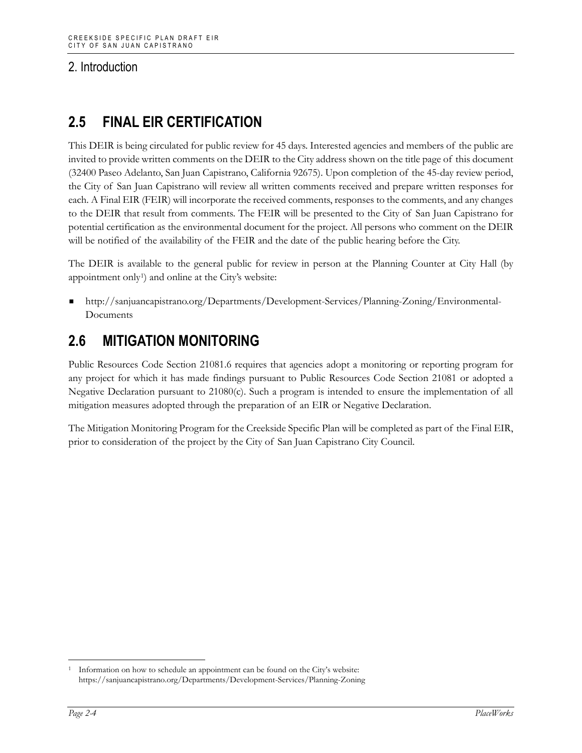## 2.5 FINAL EIR CERTIFICATION

This DEIR is being circulated for public review for 45 days. Interested agencies and members of the public are invited to provide written comments on the DEIR to the City address shown on the title page of this document (32400 Paseo Adelanto, San Juan Capistrano, California 92675). Upon completion of the 45-day review period, the City of San Juan Capistrano will review all written comments received and prepare written responses for each. A Final EIR (FEIR) will incorporate the received comments, responses to the comments, and any changes to the DEIR that result from comments. The FEIR will be presented to the City of San Juan Capistrano for potential certification as the environmental document for the project. All persons who comment on the DEIR will be notified of the availability of the FEIR and the date of the public hearing before the City.

The DEIR is available to the general public for review in person at the Planning Counter at City Hall (by appointment only[1]) and online at the City's website:

- http://sanjuancapistrano.org/Departments/Development-Services/Planning-Zoning/Environmental-Documents

## 2.6 MITIGATION MONITORING

Public Resources Code Section 21081.6 requires that agencies adopt a monitoring or reporting program for any project for which it has made findings pursuant to Public Resources Code Section 21081 or adopted a Negative Declaration pursuant to 21080(c). Such a program is intended to ensure the implementation of all mitigation measures adopted through the preparation of an EIR or Negative Declaration.

The Mitigation Monitoring Program for the Creekside Specific Plan will be completed as part of the Final EIR, prior to consideration of the project by the City of San Juan Capistrano City Council.

[1] Information on how to schedule an appointment can be found on the City's website: https://sanjuancapistrano.org/Departments/Development-Services/Planning-Zoning